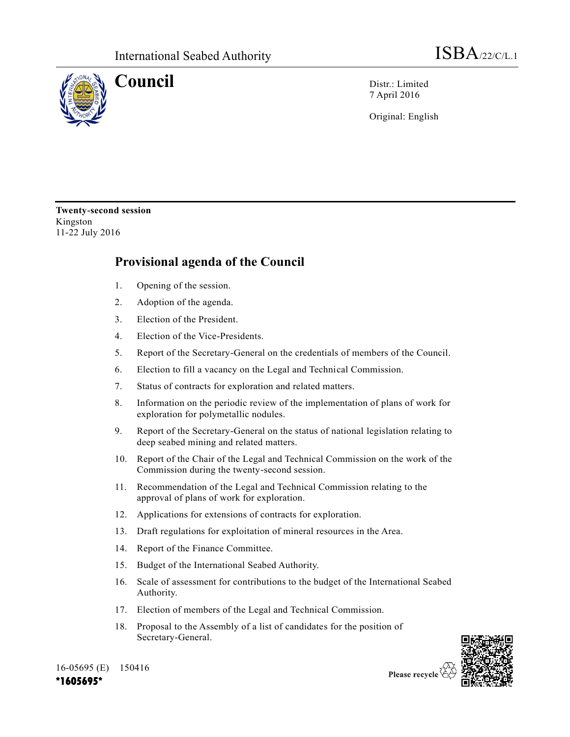International Seabed Authority

ISBA/22/C/L.1

# Council

Distr.: Limited
7 April 2016

Original: English

**Twenty-second session**
Kingston
11-22 July 2016

## Provisional agenda of the Council

1. Opening of the session.
2. Adoption of the agenda.
3. Election of the President.
4. Election of the Vice-Presidents.
5. Report of the Secretary-General on the credentials of members of the Council.
6. Election to fill a vacancy on the Legal and Technical Commission.
7. Status of contracts for exploration and related matters.
8. Information on the periodic review of the implementation of plans of work for exploration for polymetallic nodules.
9. Report of the Secretary-General on the status of national legislation relating to deep seabed mining and related matters.
10. Report of the Chair of the Legal and Technical Commission on the work of the Commission during the twenty-second session.
11. Recommendation of the Legal and Technical Commission relating to the approval of plans of work for exploration.
12. Applications for extensions of contracts for exploration.
13. Draft regulations for exploitation of mineral resources in the Area.
14. Report of the Finance Committee.
15. Budget of the International Seabed Authority.
16. Scale of assessment for contributions to the budget of the International Seabed Authority.
17. Election of members of the Legal and Technical Commission.
18. Proposal to the Assembly of a list of candidates for the position of Secretary-General.

16-05695 (E) 150416

*1605695*

Please recycle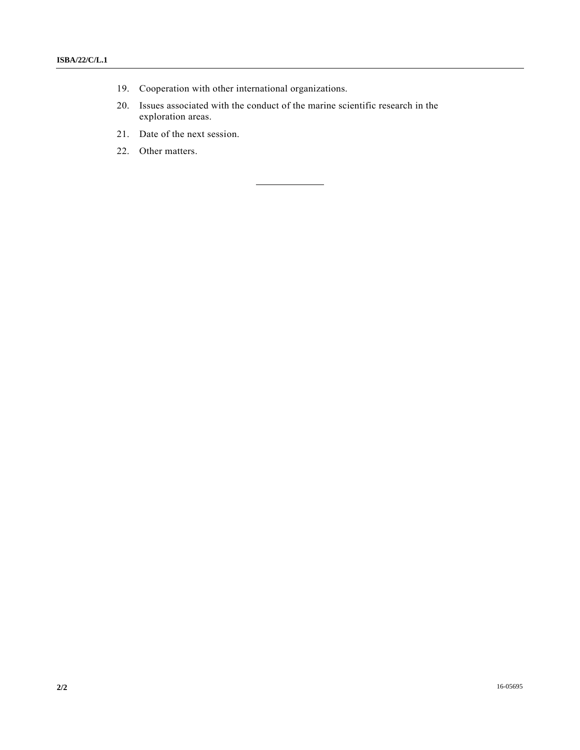19. Cooperation with other international organizations.
20. Issues associated with the conduct of the marine scientific research in the exploration areas.
21. Date of the next session.
22. Other matters.